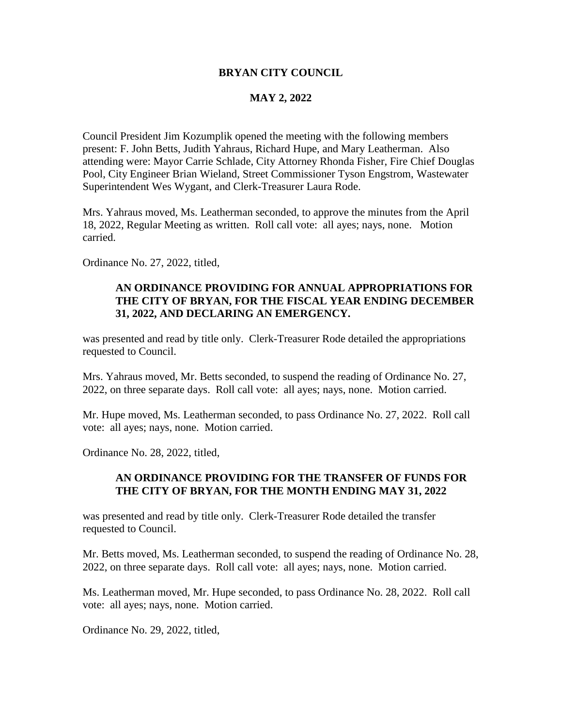# BRYAN CITY COUNCIL

## MAY 2, 2022

Council President Jim Kozumplik opened the meeting with the following members present: F. John Betts, Judith Yahraus, Richard Hupe, and Mary Leatherman. Also attending were: Mayor Carrie Schlade, City Attorney Rhonda Fisher, Fire Chief Douglas Pool, City Engineer Brian Wieland, Street Commissioner Tyson Engstrom, Wastewater Superintendent Wes Wygant, and Clerk-Treasurer Laura Rode.

Mrs. Yahraus moved, Ms. Leatherman seconded, to approve the minutes from the April 18, 2022, Regular Meeting as written. Roll call vote: all ayes; nays, none. Motion carried.

Ordinance No. 27, 2022, titled,

> **AN ORDINANCE PROVIDING FOR ANNUAL APPROPRIATIONS FOR THE CITY OF BRYAN, FOR THE FISCAL YEAR ENDING DECEMBER 31, 2022, AND DECLARING AN EMERGENCY.**

was presented and read by title only. Clerk-Treasurer Rode detailed the appropriations requested to Council.

Mrs. Yahraus moved, Mr. Betts seconded, to suspend the reading of Ordinance No. 27, 2022, on three separate days. Roll call vote: all ayes; nays, none. Motion carried.

Mr. Hupe moved, Ms. Leatherman seconded, to pass Ordinance No. 27, 2022. Roll call vote: all ayes; nays, none. Motion carried.

Ordinance No. 28, 2022, titled,

> **AN ORDINANCE PROVIDING FOR THE TRANSFER OF FUNDS FOR THE CITY OF BRYAN, FOR THE MONTH ENDING MAY 31, 2022**

was presented and read by title only. Clerk-Treasurer Rode detailed the transfer requested to Council.

Mr. Betts moved, Ms. Leatherman seconded, to suspend the reading of Ordinance No. 28, 2022, on three separate days. Roll call vote: all ayes; nays, none. Motion carried.

Ms. Leatherman moved, Mr. Hupe seconded, to pass Ordinance No. 28, 2022. Roll call vote: all ayes; nays, none. Motion carried.

Ordinance No. 29, 2022, titled,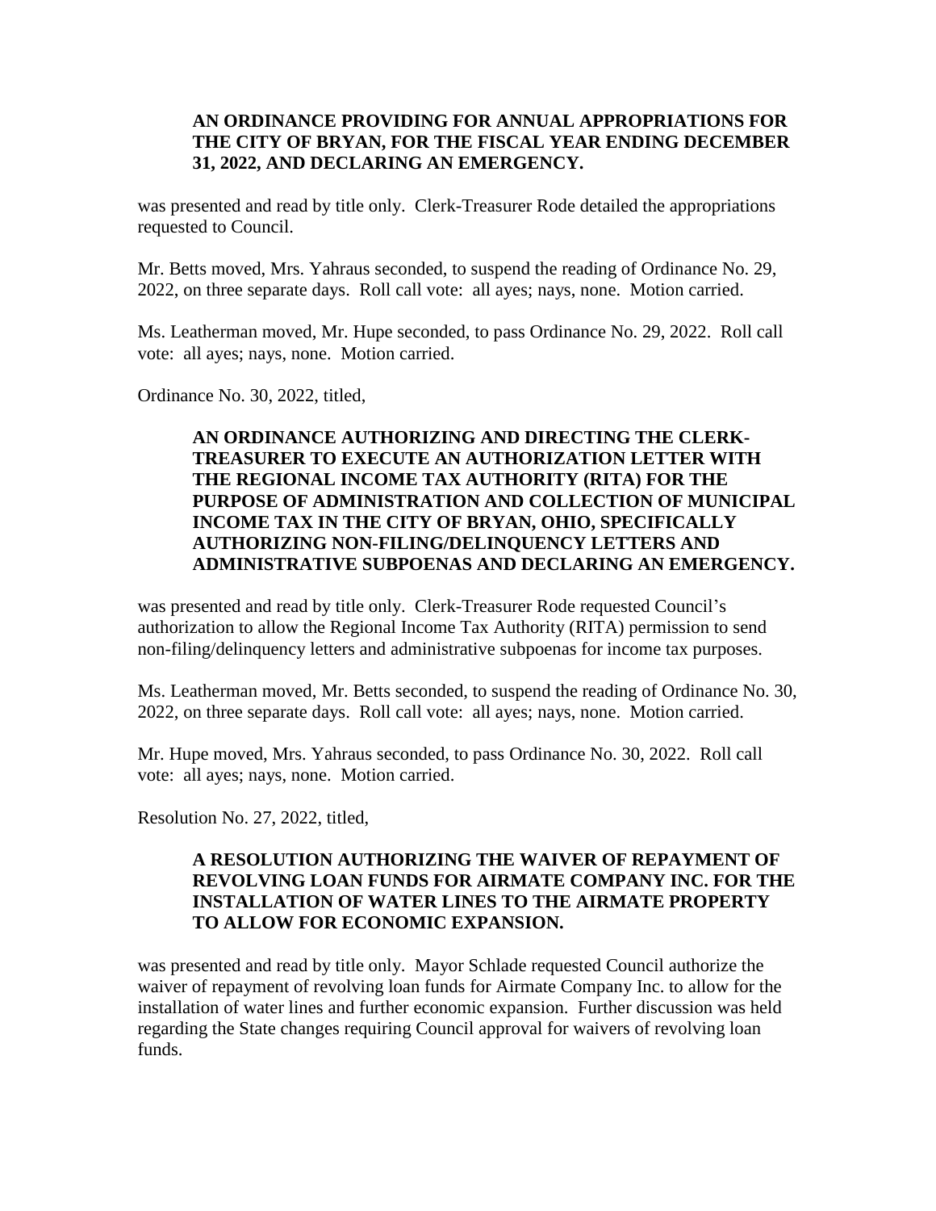**AN ORDINANCE PROVIDING FOR ANNUAL APPROPRIATIONS FOR THE CITY OF BRYAN, FOR THE FISCAL YEAR ENDING DECEMBER 31, 2022, AND DECLARING AN EMERGENCY.**

was presented and read by title only. Clerk-Treasurer Rode detailed the appropriations requested to Council.

Mr. Betts moved, Mrs. Yahraus seconded, to suspend the reading of Ordinance No. 29, 2022, on three separate days. Roll call vote: all ayes; nays, none. Motion carried.

Ms. Leatherman moved, Mr. Hupe seconded, to pass Ordinance No. 29, 2022. Roll call vote: all ayes; nays, none. Motion carried.

Ordinance No. 30, 2022, titled,

**AN ORDINANCE AUTHORIZING AND DIRECTING THE CLERK-TREASURER TO EXECUTE AN AUTHORIZATION LETTER WITH THE REGIONAL INCOME TAX AUTHORITY (RITA) FOR THE PURPOSE OF ADMINISTRATION AND COLLECTION OF MUNICIPAL INCOME TAX IN THE CITY OF BRYAN, OHIO, SPECIFICALLY AUTHORIZING NON-FILING/DELINQUENCY LETTERS AND ADMINISTRATIVE SUBPOENAS AND DECLARING AN EMERGENCY.**

was presented and read by title only. Clerk-Treasurer Rode requested Council's authorization to allow the Regional Income Tax Authority (RITA) permission to send non-filing/delinquency letters and administrative subpoenas for income tax purposes.

Ms. Leatherman moved, Mr. Betts seconded, to suspend the reading of Ordinance No. 30, 2022, on three separate days. Roll call vote: all ayes; nays, none. Motion carried.

Mr. Hupe moved, Mrs. Yahraus seconded, to pass Ordinance No. 30, 2022. Roll call vote: all ayes; nays, none. Motion carried.

Resolution No. 27, 2022, titled,

**A RESOLUTION AUTHORIZING THE WAIVER OF REPAYMENT OF REVOLVING LOAN FUNDS FOR AIRMATE COMPANY INC. FOR THE INSTALLATION OF WATER LINES TO THE AIRMATE PROPERTY TO ALLOW FOR ECONOMIC EXPANSION.**

was presented and read by title only. Mayor Schlade requested Council authorize the waiver of repayment of revolving loan funds for Airmate Company Inc. to allow for the installation of water lines and further economic expansion. Further discussion was held regarding the State changes requiring Council approval for waivers of revolving loan funds.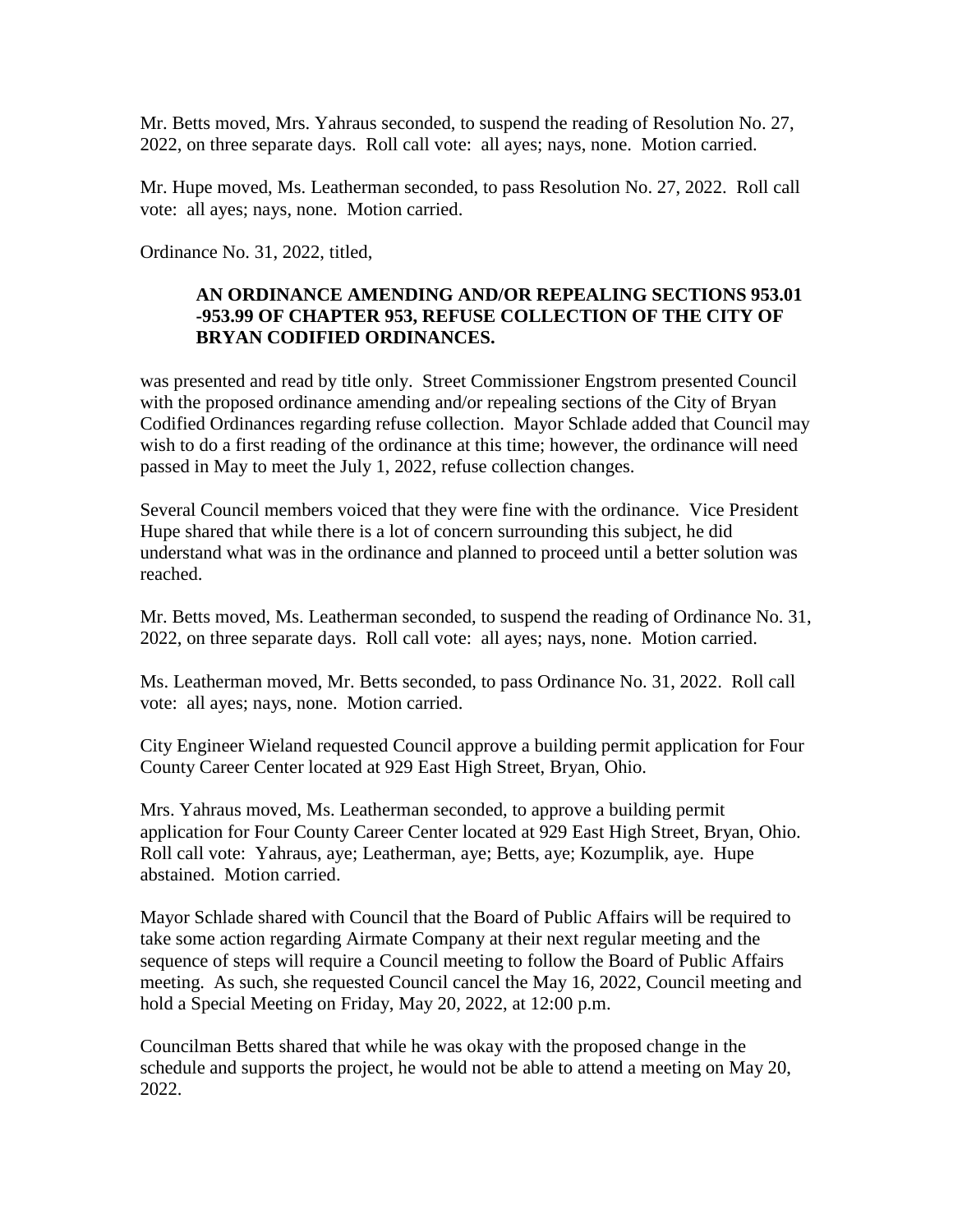Mr. Betts moved, Mrs. Yahraus seconded, to suspend the reading of Resolution No. 27, 2022, on three separate days. Roll call vote: all ayes; nays, none. Motion carried.

Mr. Hupe moved, Ms. Leatherman seconded, to pass Resolution No. 27, 2022. Roll call vote: all ayes; nays, none. Motion carried.

Ordinance No. 31, 2022, titled,

> **AN ORDINANCE AMENDING AND/OR REPEALING SECTIONS 953.01 -953.99 OF CHAPTER 953, REFUSE COLLECTION OF THE CITY OF BRYAN CODIFIED ORDINANCES.**

was presented and read by title only. Street Commissioner Engstrom presented Council with the proposed ordinance amending and/or repealing sections of the City of Bryan Codified Ordinances regarding refuse collection. Mayor Schlade added that Council may wish to do a first reading of the ordinance at this time; however, the ordinance will need passed in May to meet the July 1, 2022, refuse collection changes.

Several Council members voiced that they were fine with the ordinance. Vice President Hupe shared that while there is a lot of concern surrounding this subject, he did understand what was in the ordinance and planned to proceed until a better solution was reached.

Mr. Betts moved, Ms. Leatherman seconded, to suspend the reading of Ordinance No. 31, 2022, on three separate days. Roll call vote: all ayes; nays, none. Motion carried.

Ms. Leatherman moved, Mr. Betts seconded, to pass Ordinance No. 31, 2022. Roll call vote: all ayes; nays, none. Motion carried.

City Engineer Wieland requested Council approve a building permit application for Four County Career Center located at 929 East High Street, Bryan, Ohio.

Mrs. Yahraus moved, Ms. Leatherman seconded, to approve a building permit application for Four County Career Center located at 929 East High Street, Bryan, Ohio. Roll call vote: Yahraus, aye; Leatherman, aye; Betts, aye; Kozumplik, aye. Hupe abstained. Motion carried.

Mayor Schlade shared with Council that the Board of Public Affairs will be required to take some action regarding Airmate Company at their next regular meeting and the sequence of steps will require a Council meeting to follow the Board of Public Affairs meeting. As such, she requested Council cancel the May 16, 2022, Council meeting and hold a Special Meeting on Friday, May 20, 2022, at 12:00 p.m.

Councilman Betts shared that while he was okay with the proposed change in the schedule and supports the project, he would not be able to attend a meeting on May 20, 2022.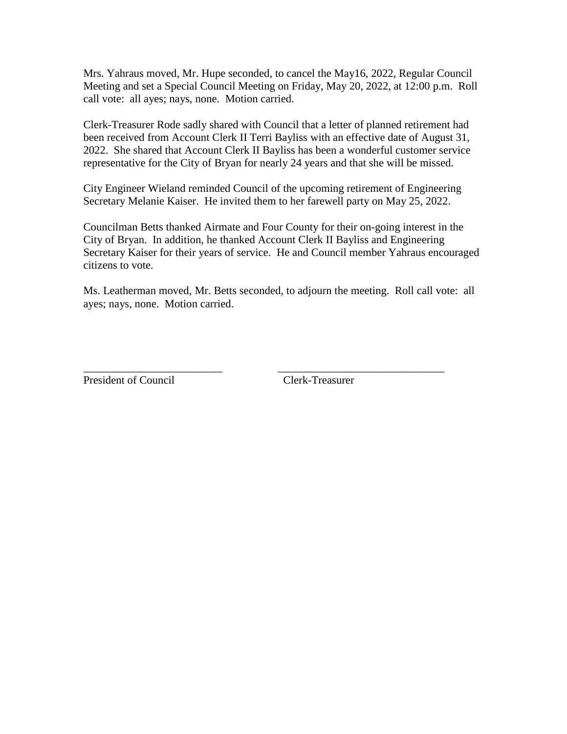Mrs. Yahraus moved, Mr. Hupe seconded, to cancel the May16, 2022, Regular Council Meeting and set a Special Council Meeting on Friday, May 20, 2022, at 12:00 p.m. Roll call vote: all ayes; nays, none. Motion carried.

Clerk-Treasurer Rode sadly shared with Council that a letter of planned retirement had been received from Account Clerk II Terri Bayliss with an effective date of August 31, 2022. She shared that Account Clerk II Bayliss has been a wonderful customer service representative for the City of Bryan for nearly 24 years and that she will be missed.

City Engineer Wieland reminded Council of the upcoming retirement of Engineering Secretary Melanie Kaiser. He invited them to her farewell party on May 25, 2022.

Councilman Betts thanked Airmate and Four County for their on-going interest in the City of Bryan. In addition, he thanked Account Clerk II Bayliss and Engineering Secretary Kaiser for their years of service. He and Council member Yahraus encouraged citizens to vote.

Ms. Leatherman moved, Mr. Betts seconded, to adjourn the meeting. Roll call vote: all ayes; nays, none. Motion carried.

_________________________ _____________________________

President of Council Clerk-Treasurer